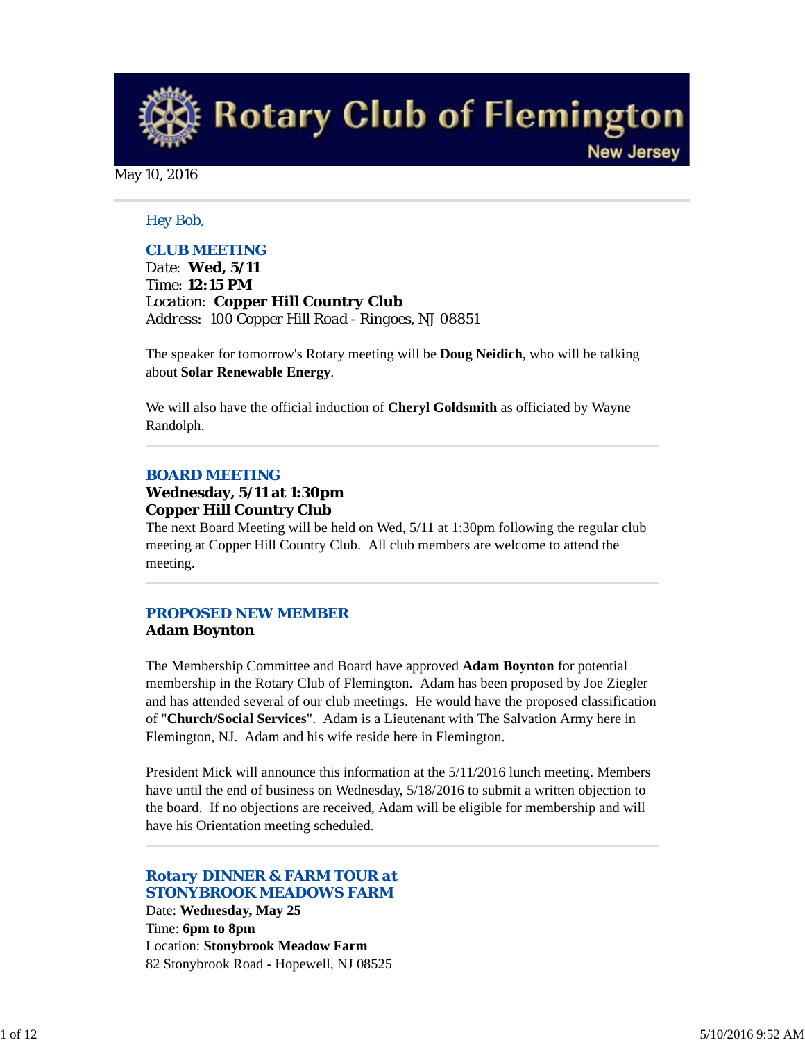# Rotary Club of Flemington

New Jersey

May 10, 2016

Hey Bob,

## CLUB MEETING

Date: **Wed, 5/11**
Time: **12:15 PM**
Location: **Copper Hill Country Club**
Address: 100 Copper Hill Road - Ringoes, NJ 08851

The speaker for tomorrow's Rotary meeting will be **Doug Neidich**, who will be talking about **Solar Renewable Energy**.

We will also have the official induction of **Cheryl Goldsmith** as officiated by Wayne Randolph.

## BOARD MEETING

**Wednesday, 5/11 at 1:30pm**
**Copper Hill Country Club**
The next Board Meeting will be held on Wed, 5/11 at 1:30pm following the regular club meeting at Copper Hill Country Club. All club members are welcome to attend the meeting.

## PROPOSED NEW MEMBER

**Adam Boynton**

The Membership Committee and Board have approved **Adam Boynton** for potential membership in the Rotary Club of Flemington. Adam has been proposed by Joe Ziegler and has attended several of our club meetings. He would have the proposed classification of "**Church/Social Services**". Adam is a Lieutenant with The Salvation Army here in Flemington, NJ. Adam and his wife reside here in Flemington.

President Mick will announce this information at the 5/11/2016 lunch meeting. Members have until the end of business on Wednesday, 5/18/2016 to submit a written objection to the board. If no objections are received, Adam will be eligible for membership and will have his Orientation meeting scheduled.

## Rotary DINNER & FARM TOUR at STONYBROOK MEADOWS FARM

Date: **Wednesday, May 25**
Time: **6pm to 8pm**
Location: **Stonybrook Meadow Farm**
82 Stonybrook Road - Hopewell, NJ 08525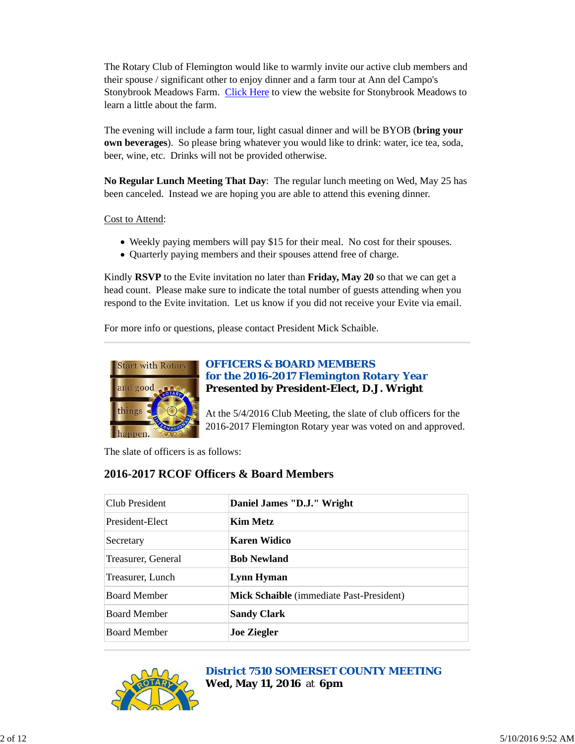The Rotary Club of Flemington would like to warmly invite our active club members and their spouse / significant other to enjoy dinner and a farm tour at Ann del Campo's Stonybrook Meadows Farm. Click Here to view the website for Stonybrook Meadows to learn a little about the farm.

The evening will include a farm tour, light casual dinner and will be BYOB (**bring your own beverages**). So please bring whatever you would like to drink: water, ice tea, soda, beer, wine, etc. Drinks will not be provided otherwise.

**No Regular Lunch Meeting That Day**: The regular lunch meeting on Wed, May 25 has been canceled. Instead we are hoping you are able to attend this evening dinner.

Cost to Attend:

- Weekly paying members will pay $15 for their meal. No cost for their spouses.
- Quarterly paying members and their spouses attend free of charge.

Kindly **RSVP** to the Evite invitation no later than **Friday, May 20** so that we can get a head count. Please make sure to indicate the total number of guests attending when you respond to the Evite invitation. Let us know if you did not receive your Evite via email.

For more info or questions, please contact President Mick Schaible.

## OFFICERS & BOARD MEMBERS for the 2016-2017 Flemington Rotary Year

**Presented by President-Elect, D.J. Wright**

At the 5/4/2016 Club Meeting, the slate of club officers for the 2016-2017 Flemington Rotary year was voted on and approved.

The slate of officers is as follows:

### 2016-2017 RCOF Officers & Board Members

| | |
|---|---|
| Club President | **Daniel James "D.J." Wright** |
| President-Elect | **Kim Metz** |
| Secretary | **Karen Widico** |
| Treasurer, General | **Bob Newland** |
| Treasurer, Lunch | **Lynn Hyman** |
| Board Member | **Mick Schaible** (immediate Past-President) |
| Board Member | **Sandy Clark** |
| Board Member | **Joe Ziegler** |

## District 7510 SOMERSET COUNTY MEETING

**Wed, May 11, 2016** at **6pm**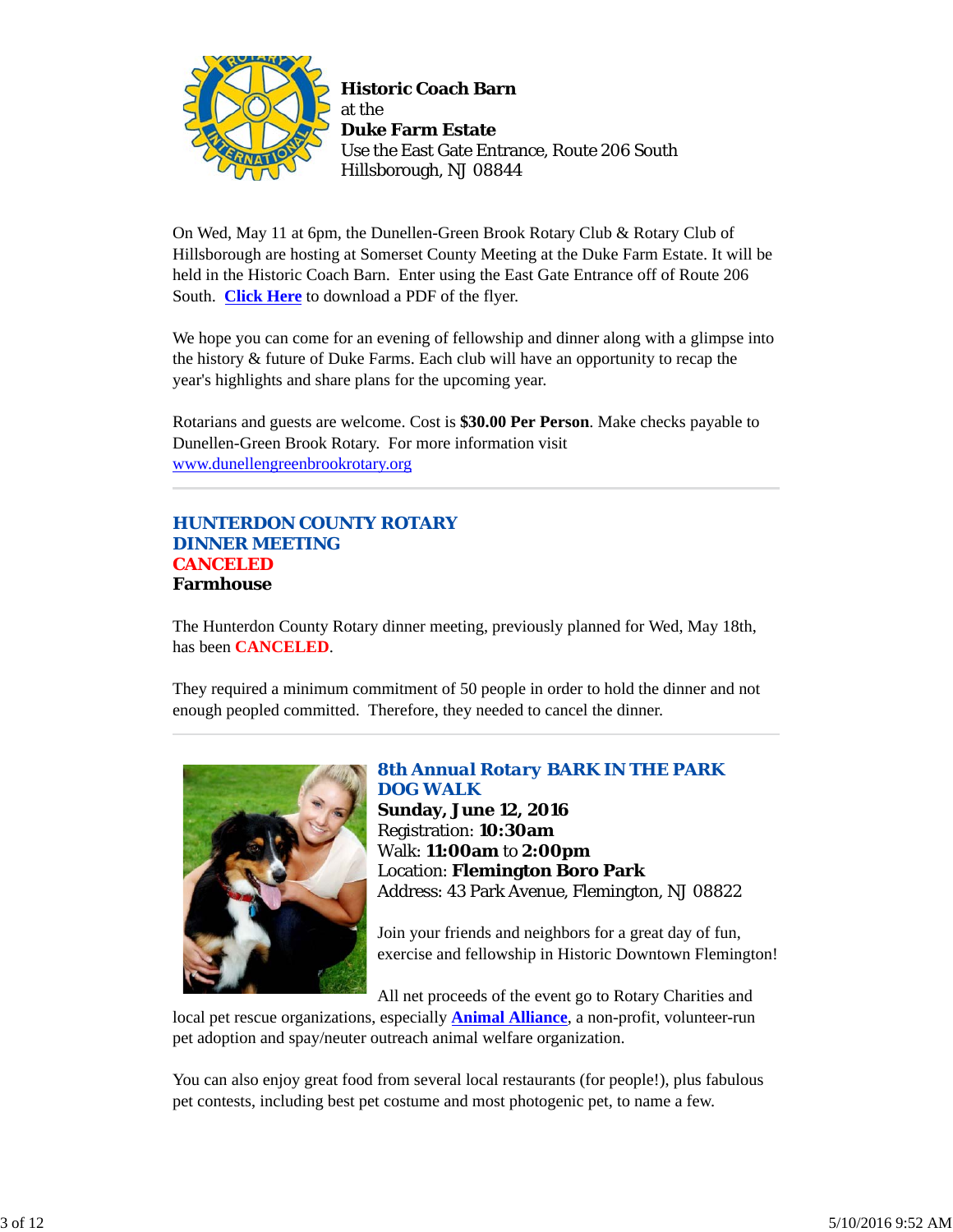**Historic Coach Barn**
at the
**Duke Farm Estate**
Use the East Gate Entrance, Route 206 South
Hillsborough, NJ 08844

On Wed, May 11 at 6pm, the Dunellen-Green Brook Rotary Club & Rotary Club of Hillsborough are hosting at Somerset County Meeting at the Duke Farm Estate. It will be held in the Historic Coach Barn. Enter using the East Gate Entrance off of Route 206 South. **Click Here** to download a PDF of the flyer.

We hope you can come for an evening of fellowship and dinner along with a glimpse into the history & future of Duke Farms. Each club will have an opportunity to recap the year's highlights and share plans for the upcoming year.

Rotarians and guests are welcome. Cost is **$30.00 Per Person**. Make checks payable to Dunellen-Green Brook Rotary. For more information visit www.dunellengreenbrookrotary.org

---

## HUNTERDON COUNTY ROTARY DINNER MEETING
## CANCELED
**Farmhouse**

The Hunterdon County Rotary dinner meeting, previously planned for Wed, May 18th, has been **CANCELED**.

They required a minimum commitment of 50 people in order to hold the dinner and not enough peopled committed. Therefore, they needed to cancel the dinner.

---

## 8th Annual Rotary BARK IN THE PARK DOG WALK

**Sunday, June 12, 2016**
Registration: **10:30am**
Walk: **11:00am** to **2:00pm**
Location: **Flemington Boro Park**
Address: 43 Park Avenue, Flemington, NJ 08822

Join your friends and neighbors for a great day of fun, exercise and fellowship in Historic Downtown Flemington!

All net proceeds of the event go to Rotary Charities and local pet rescue organizations, especially **Animal Alliance**, a non-profit, volunteer-run pet adoption and spay/neuter outreach animal welfare organization.

You can also enjoy great food from several local restaurants (for people!), plus fabulous pet contests, including best pet costume and most photogenic pet, to name a few.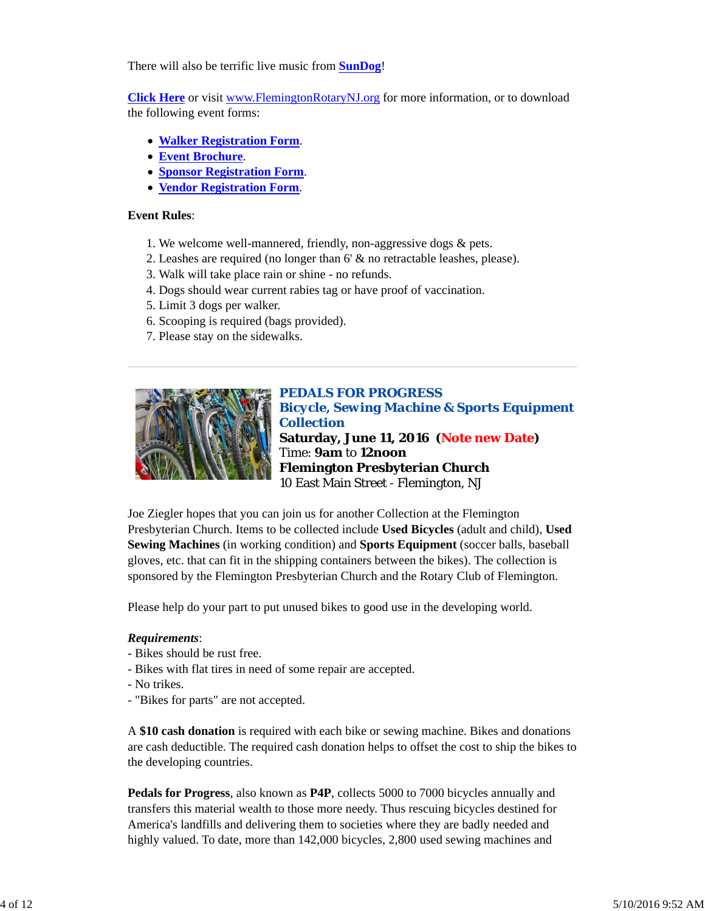There will also be terrific live music from **SunDog**!

**Click Here** or visit www.FlemingtonRotaryNJ.org for more information, or to download the following event forms:

- **Walker Registration Form**.
- **Event Brochure**.
- **Sponsor Registration Form**.
- **Vendor Registration Form**.

**Event Rules**:

1. We welcome well-mannered, friendly, non-aggressive dogs & pets.
2. Leashes are required (no longer than 6' & no retractable leashes, please).
3. Walk will take place rain or shine - no refunds.
4. Dogs should wear current rabies tag or have proof of vaccination.
5. Limit 3 dogs per walker.
6. Scooping is required (bags provided).
7. Please stay on the sidewalks.

---

## PEDALS FOR PROGRESS
## Bicycle, Sewing Machine & Sports Equipment Collection

**Saturday, June 11, 2016 (Note new Date)**
Time: **9am** to **12noon**
**Flemington Presbyterian Church**
10 East Main Street - Flemington, NJ

Joe Ziegler hopes that you can join us for another Collection at the Flemington Presbyterian Church. Items to be collected include **Used Bicycles** (adult and child), **Used Sewing Machines** (in working condition) and **Sports Equipment** (soccer balls, baseball gloves, etc. that can fit in the shipping containers between the bikes). The collection is sponsored by the Flemington Presbyterian Church and the Rotary Club of Flemington.

Please help do your part to put unused bikes to good use in the developing world.

***Requirements***:
- Bikes should be rust free.
- Bikes with flat tires in need of some repair are accepted.
- No trikes.
- "Bikes for parts" are not accepted.

A **$10 cash donation** is required with each bike or sewing machine. Bikes and donations are cash deductible. The required cash donation helps to offset the cost to ship the bikes to the developing countries.

**Pedals for Progress**, also known as **P4P**, collects 5000 to 7000 bicycles annually and transfers this material wealth to those more needy. Thus rescuing bicycles destined for America's landfills and delivering them to societies where they are badly needed and highly valued. To date, more than 142,000 bicycles, 2,800 used sewing machines and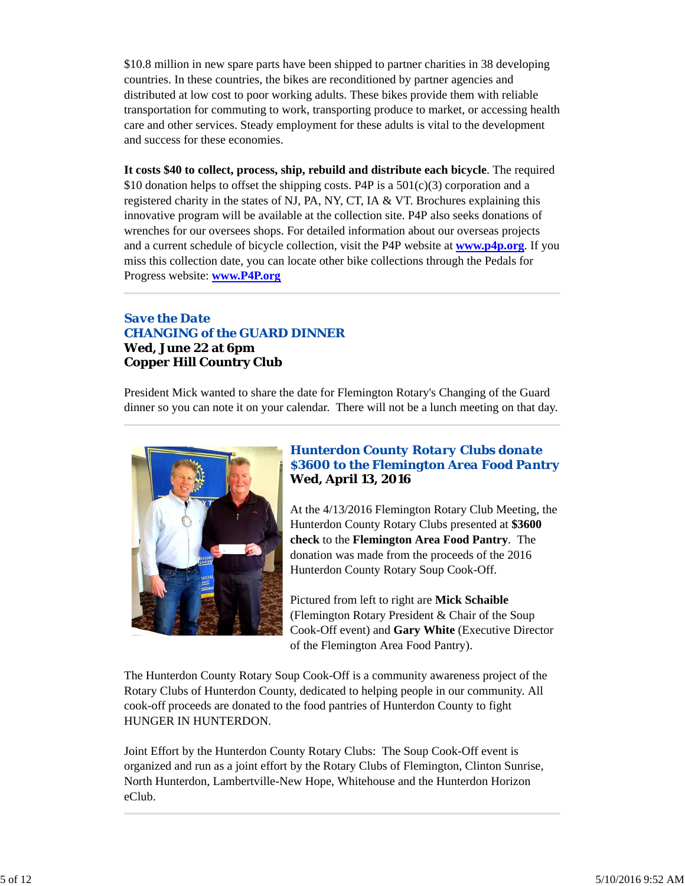$10.8 million in new spare parts have been shipped to partner charities in 38 developing countries. In these countries, the bikes are reconditioned by partner agencies and distributed at low cost to poor working adults. These bikes provide them with reliable transportation for commuting to work, transporting produce to market, or accessing health care and other services. Steady employment for these adults is vital to the development and success for these economies.

**It costs $40 to collect, process, ship, rebuild and distribute each bicycle**. The required $10 donation helps to offset the shipping costs. P4P is a 501(c)(3) corporation and a registered charity in the states of NJ, PA, NY, CT, IA & VT. Brochures explaining this innovative program will be available at the collection site. P4P also seeks donations of wrenches for our oversees shops. For detailed information about our overseas projects and a current schedule of bicycle collection, visit the P4P website at **www.p4p.org**. If you miss this collection date, you can locate other bike collections through the Pedals for Progress website: **www.P4P.org**

---

## Save the Date
## CHANGING of the GUARD DINNER
**Wed, June 22 at 6pm**
**Copper Hill Country Club**

President Mick wanted to share the date for Flemington Rotary's Changing of the Guard dinner so you can note it on your calendar. There will not be a lunch meeting on that day.

---

## Hunterdon County Rotary Clubs donate $3600 to the Flemington Area Food Pantry
**Wed, April 13, 2016**

At the 4/13/2016 Flemington Rotary Club Meeting, the Hunterdon County Rotary Clubs presented at **$3600 check** to the **Flemington Area Food Pantry**. The donation was made from the proceeds of the 2016 Hunterdon County Rotary Soup Cook-Off.

Pictured from left to right are **Mick Schaible** (Flemington Rotary President & Chair of the Soup Cook-Off event) and **Gary White** (Executive Director of the Flemington Area Food Pantry).

The Hunterdon County Rotary Soup Cook-Off is a community awareness project of the Rotary Clubs of Hunterdon County, dedicated to helping people in our community. All cook-off proceeds are donated to the food pantries of Hunterdon County to fight HUNGER IN HUNTERDON.

Joint Effort by the Hunterdon County Rotary Clubs: The Soup Cook-Off event is organized and run as a joint effort by the Rotary Clubs of Flemington, Clinton Sunrise, North Hunterdon, Lambertville-New Hope, Whitehouse and the Hunterdon Horizon eClub.

---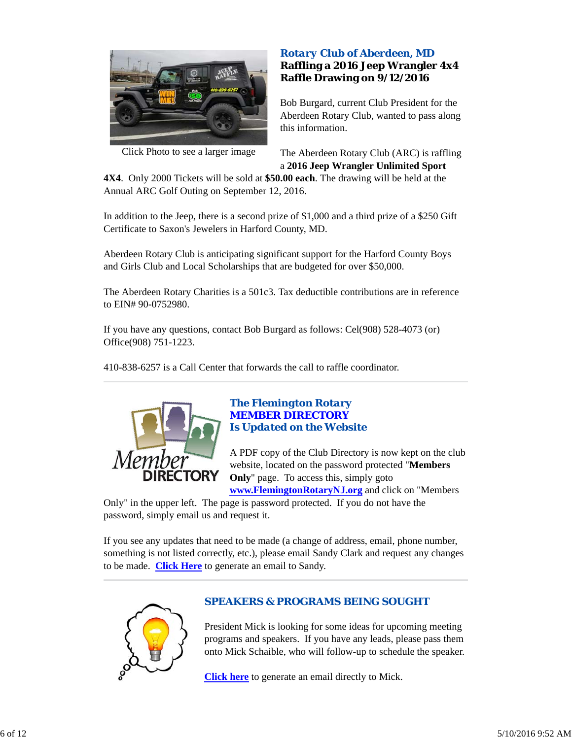## Rotary Club of Aberdeen, MD
**Raffling a 2016 Jeep Wrangler 4x4**
**Raffle Drawing on 9/12/2016**

Click Photo to see a larger image

Bob Burgard, current Club President for the Aberdeen Rotary Club, wanted to pass along this information.

The Aberdeen Rotary Club (ARC) is raffling a **2016 Jeep Wrangler Unlimited Sport 4X4**. Only 2000 Tickets will be sold at **$50.00 each**. The drawing will be held at the Annual ARC Golf Outing on September 12, 2016.

In addition to the Jeep, there is a second prize of $1,000 and a third prize of a $250 Gift Certificate to Saxon's Jewelers in Harford County, MD.

Aberdeen Rotary Club is anticipating significant support for the Harford County Boys and Girls Club and Local Scholarships that are budgeted for over $50,000.

The Aberdeen Rotary Charities is a 501c3. Tax deductible contributions are in reference to EIN# 90-0752980.

If you have any questions, contact Bob Burgard as follows: Cel(908) 528-4073 (or) Office(908) 751-1223.

410-838-6257 is a Call Center that forwards the call to raffle coordinator.

---

## The Flemington Rotary MEMBER DIRECTORY Is Updated on the Website

A PDF copy of the Club Directory is now kept on the club website, located on the password protected "**Members Only**" page. To access this, simply goto **www.FlemingtonRotaryNJ.org** and click on "Members Only" in the upper left. The page is password protected. If you do not have the password, simply email us and request it.

If you see any updates that need to be made (a change of address, email, phone number, something is not listed correctly, etc.), please email Sandy Clark and request any changes to be made. **Click Here** to generate an email to Sandy.

---

## SPEAKERS & PROGRAMS BEING SOUGHT

President Mick is looking for some ideas for upcoming meeting programs and speakers. If you have any leads, please pass them onto Mick Schaible, who will follow-up to schedule the speaker.

**Click here** to generate an email directly to Mick.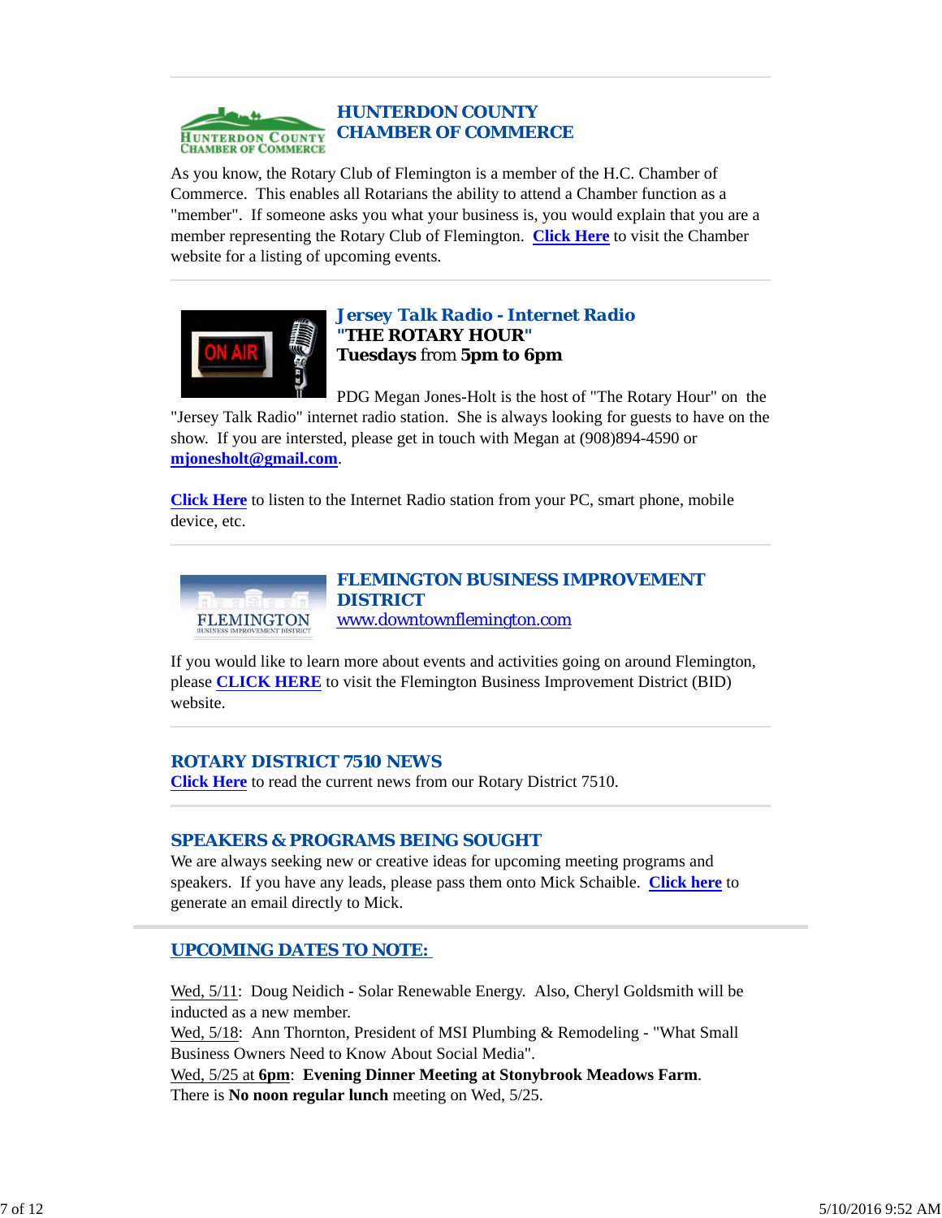## HUNTERDON COUNTY CHAMBER OF COMMERCE

As you know, the Rotary Club of Flemington is a member of the H.C. Chamber of Commerce. This enables all Rotarians the ability to attend a Chamber function as a "member". If someone asks you what your business is, you would explain that you are a member representing the Rotary Club of Flemington. **Click Here** to visit the Chamber website for a listing of upcoming events.

## Jersey Talk Radio - Internet Radio

**"THE ROTARY HOUR"**
**Tuesdays** from **5pm to 6pm**

PDG Megan Jones-Holt is the host of "The Rotary Hour" on the "Jersey Talk Radio" internet radio station. She is always looking for guests to have on the show. If you are intersted, please get in touch with Megan at (908)894-4590 or **mjonesholt@gmail.com**.

**Click Here** to listen to the Internet Radio station from your PC, smart phone, mobile device, etc.

## FLEMINGTON BUSINESS IMPROVEMENT DISTRICT

www.downtownflemington.com

If you would like to learn more about events and activities going on around Flemington, please **CLICK HERE** to visit the Flemington Business Improvement District (BID) website.

## ROTARY DISTRICT 7510 NEWS

**Click Here** to read the current news from our Rotary District 7510.

## SPEAKERS & PROGRAMS BEING SOUGHT

We are always seeking new or creative ideas for upcoming meeting programs and speakers. If you have any leads, please pass them onto Mick Schaible. **Click here** to generate an email directly to Mick.

## UPCOMING DATES TO NOTE:

Wed, 5/11: Doug Neidich - Solar Renewable Energy. Also, Cheryl Goldsmith will be inducted as a new member.
Wed, 5/18: Ann Thornton, President of MSI Plumbing & Remodeling - "What Small Business Owners Need to Know About Social Media".
Wed, 5/25 at **6pm**: **Evening Dinner Meeting at Stonybrook Meadows Farm**.
There is **No noon regular lunch** meeting on Wed, 5/25.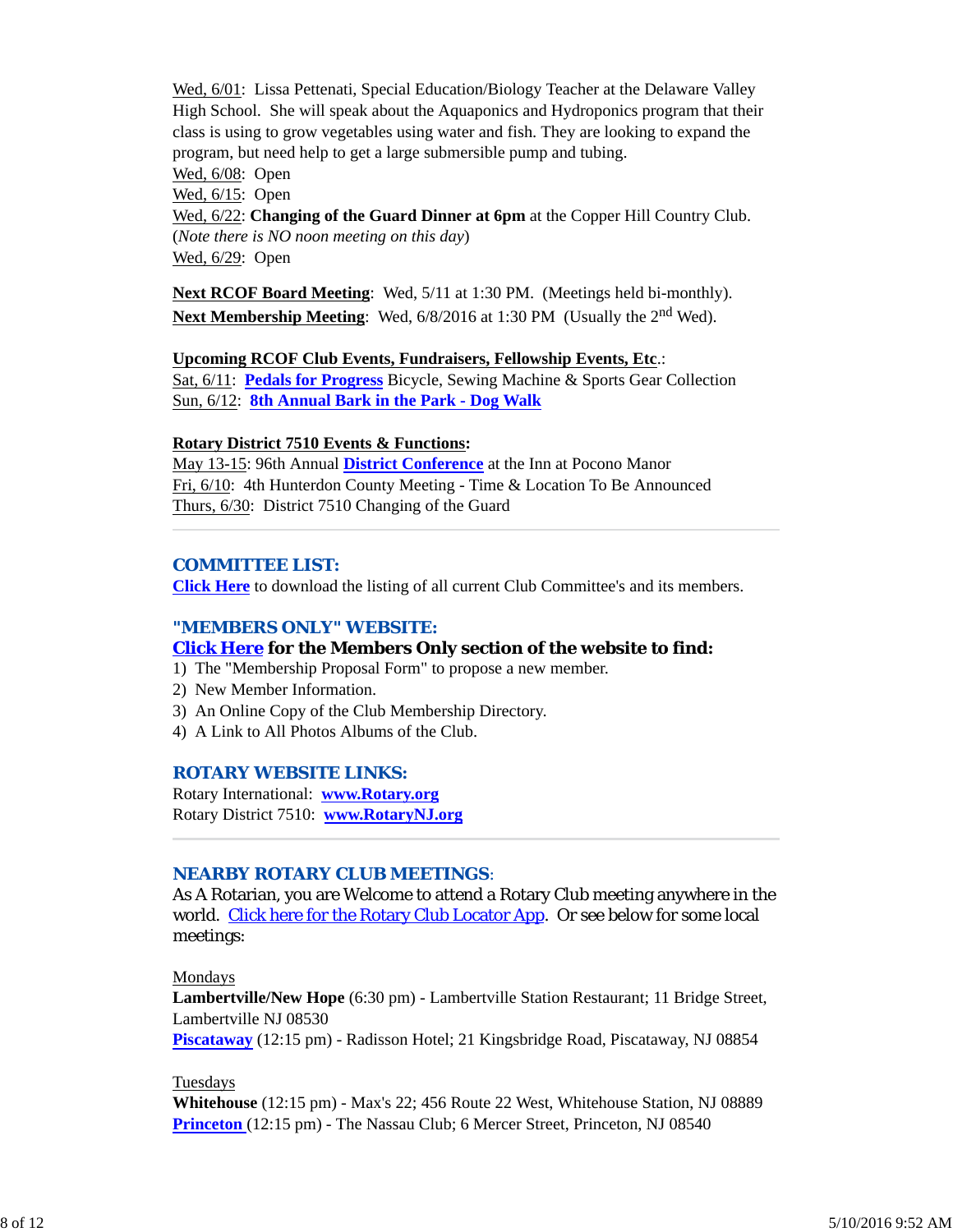Wed, 6/01: Lissa Pettenati, Special Education/Biology Teacher at the Delaware Valley High School. She will speak about the Aquaponics and Hydroponics program that their class is using to grow vegetables using water and fish. They are looking to expand the program, but need help to get a large submersible pump and tubing.
Wed, 6/08: Open
Wed, 6/15: Open
Wed, 6/22: **Changing of the Guard Dinner at 6pm** at the Copper Hill Country Club. (*Note there is NO noon meeting on this day*)
Wed, 6/29: Open

**Next RCOF Board Meeting**: Wed, 5/11 at 1:30 PM. (Meetings held bi-monthly).
**Next Membership Meeting**: Wed, 6/8/2016 at 1:30 PM (Usually the 2nd Wed).

**Upcoming RCOF Club Events, Fundraisers, Fellowship Events, Etc**.:
Sat, 6/11: **Pedals for Progress** Bicycle, Sewing Machine & Sports Gear Collection
Sun, 6/12: **8th Annual Bark in the Park - Dog Walk**

**Rotary District 7510 Events & Functions:**
May 13-15: 96th Annual **District Conference** at the Inn at Pocono Manor
Fri, 6/10: 4th Hunterdon County Meeting - Time & Location To Be Announced
Thurs, 6/30: District 7510 Changing of the Guard

---

## COMMITTEE LIST:

**Click Here** to download the listing of all current Club Committee's and its members.

## "MEMBERS ONLY" WEBSITE:

**Click Here for the Members Only section of the website to find:**

1) The "Membership Proposal Form" to propose a new member.
2) New Member Information.
3) An Online Copy of the Club Membership Directory.
4) A Link to All Photos Albums of the Club.

## ROTARY WEBSITE LINKS:

Rotary International: **www.Rotary.org**
Rotary District 7510: **www.RotaryNJ.org**

---

## NEARBY ROTARY CLUB MEETINGS:

As A Rotarian, you are Welcome to attend a Rotary Club meeting anywhere in the world. Click here for the Rotary Club Locator App. Or see below for some local meetings:

Mondays
**Lambertville/New Hope** (6:30 pm) - Lambertville Station Restaurant; 11 Bridge Street, Lambertville NJ 08530
**Piscataway** (12:15 pm) - Radisson Hotel; 21 Kingsbridge Road, Piscataway, NJ 08854

Tuesdays
**Whitehouse** (12:15 pm) - Max's 22; 456 Route 22 West, Whitehouse Station, NJ 08889
**Princeton** (12:15 pm) - The Nassau Club; 6 Mercer Street, Princeton, NJ 08540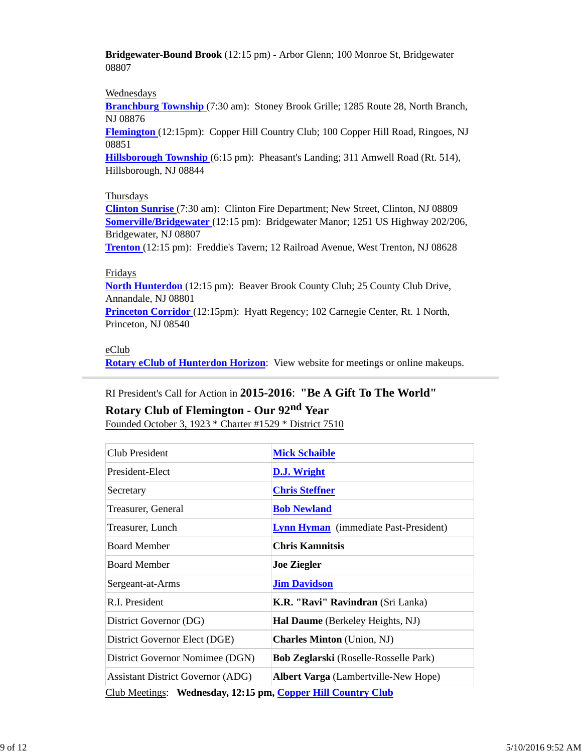**Bridgewater-Bound Brook** (12:15 pm) - Arbor Glenn; 100 Monroe St, Bridgewater 08807

Wednesdays
**Branchburg Township** (7:30 am): Stoney Brook Grille; 1285 Route 28, North Branch, NJ 08876
**Flemington** (12:15pm): Copper Hill Country Club; 100 Copper Hill Road, Ringoes, NJ 08851
**Hillsborough Township** (6:15 pm): Pheasant's Landing; 311 Amwell Road (Rt. 514), Hillsborough, NJ 08844

Thursdays
**Clinton Sunrise** (7:30 am): Clinton Fire Department; New Street, Clinton, NJ 08809
**Somerville/Bridgewater** (12:15 pm): Bridgewater Manor; 1251 US Highway 202/206, Bridgewater, NJ 08807
**Trenton** (12:15 pm): Freddie's Tavern; 12 Railroad Avenue, West Trenton, NJ 08628

Fridays
**North Hunterdon** (12:15 pm): Beaver Brook County Club; 25 County Club Drive, Annandale, NJ 08801
**Princeton Corridor** (12:15pm): Hyatt Regency; 102 Carnegie Center, Rt. 1 North, Princeton, NJ 08540

eClub
**Rotary eClub of Hunterdon Horizon**: View website for meetings or online makeups.

---

RI President's Call for Action in **2015-2016**: **"Be A Gift To The World"**

**Rotary Club of Flemington - Our 92nd Year**
Founded October 3, 1923 * Charter #1529 * District 7510

| | |
|---|---|
| Club President | **Mick Schaible** |
| President-Elect | **D.J. Wright** |
| Secretary | **Chris Steffner** |
| Treasurer, General | **Bob Newland** |
| Treasurer, Lunch | **Lynn Hyman** (immediate Past-President) |
| Board Member | **Chris Kamnitsis** |
| Board Member | **Joe Ziegler** |
| Sergeant-at-Arms | **Jim Davidson** |
| R.I. President | **K.R. "Ravi" Ravindran** (Sri Lanka) |
| District Governor (DG) | **Hal Daume** (Berkeley Heights, NJ) |
| District Governor Elect (DGE) | **Charles Minton** (Union, NJ) |
| District Governor Nominee (DGN) | **Bob Zeglarski** (Roselle-Rosselle Park) |
| Assistant District Governor (ADG) | **Albert Varga** (Lambertville-New Hope) |

Club Meetings: **Wednesday, 12:15 pm, Copper Hill Country Club**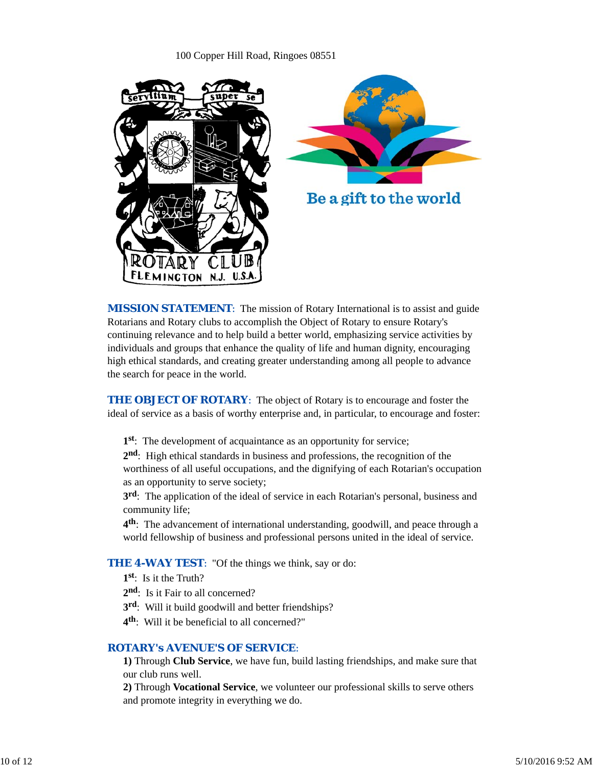100 Copper Hill Road, Ringoes 08551

Be a gift to the world

**MISSION STATEMENT**: The mission of Rotary International is to assist and guide Rotarians and Rotary clubs to accomplish the Object of Rotary to ensure Rotary's continuing relevance and to help build a better world, emphasizing service activities by individuals and groups that enhance the quality of life and human dignity, encouraging high ethical standards, and creating greater understanding among all people to advance the search for peace in the world.

**THE OBJECT OF ROTARY**: The object of Rotary is to encourage and foster the ideal of service as a basis of worthy enterprise and, in particular, to encourage and foster:

**1st**: The development of acquaintance as an opportunity for service;
**2nd**: High ethical standards in business and professions, the recognition of the worthiness of all useful occupations, and the dignifying of each Rotarian's occupation as an opportunity to serve society;
**3rd**: The application of the ideal of service in each Rotarian's personal, business and community life;
**4th**: The advancement of international understanding, goodwill, and peace through a world fellowship of business and professional persons united in the ideal of service.

**THE 4-WAY TEST**: "Of the things we think, say or do:
**1st**: Is it the Truth?
**2nd**: Is it Fair to all concerned?
**3rd**: Will it build goodwill and better friendships?
**4th**: Will it be beneficial to all concerned?"

**ROTARY's AVENUE'S OF SERVICE**:
**1)** Through **Club Service**, we have fun, build lasting friendships, and make sure that our club runs well.
**2)** Through **Vocational Service**, we volunteer our professional skills to serve others and promote integrity in everything we do.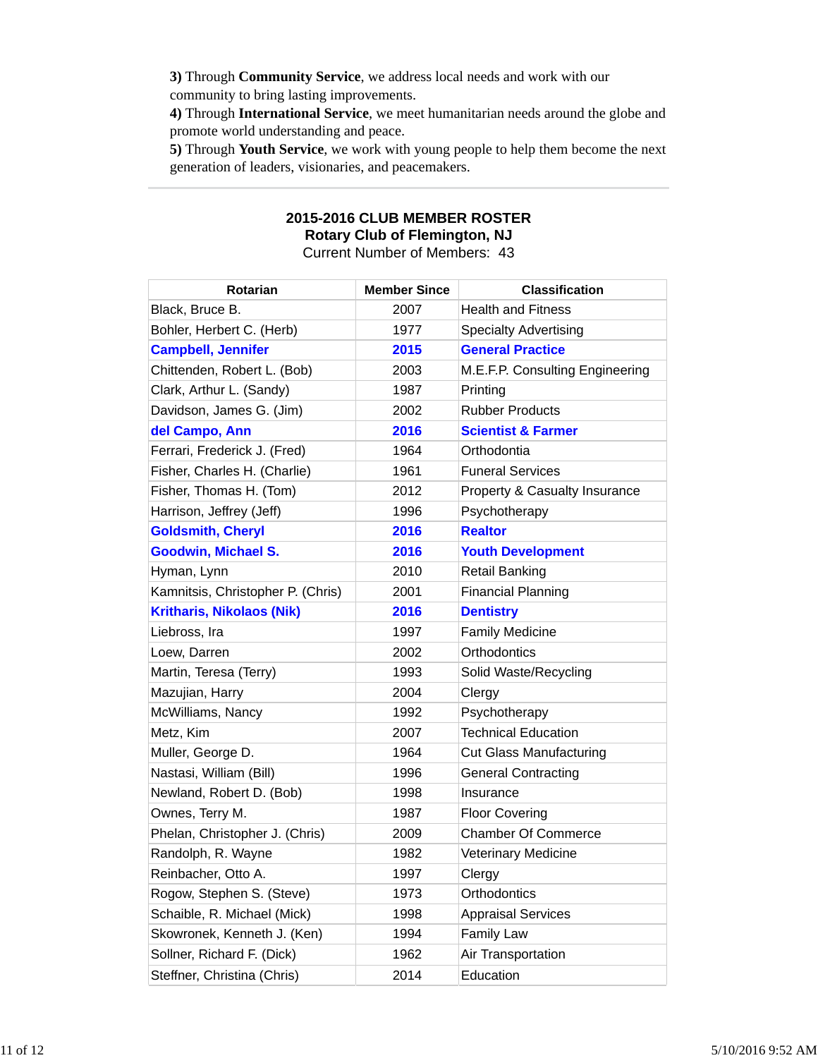**3)** Through **Community Service**, we address local needs and work with our community to bring lasting improvements.
**4)** Through **International Service**, we meet humanitarian needs around the globe and promote world understanding and peace.
**5)** Through **Youth Service**, we work with young people to help them become the next generation of leaders, visionaries, and peacemakers.

---

## 2015-2016 CLUB MEMBER ROSTER
## Rotary Club of Flemington, NJ

Current Number of Members: 43

| Rotarian | Member Since | Classification |
|---|---|---|
| Black, Bruce B. | 2007 | Health and Fitness |
| Bohler, Herbert C. (Herb) | 1977 | Specialty Advertising |
| **Campbell, Jennifer** | **2015** | **General Practice** |
| Chittenden, Robert L. (Bob) | 2003 | M.E.F.P. Consulting Engineering |
| Clark, Arthur L. (Sandy) | 1987 | Printing |
| Davidson, James G. (Jim) | 2002 | Rubber Products |
| **del Campo, Ann** | **2016** | **Scientist & Farmer** |
| Ferrari, Frederick J. (Fred) | 1964 | Orthodontia |
| Fisher, Charles H. (Charlie) | 1961 | Funeral Services |
| Fisher, Thomas H. (Tom) | 2012 | Property & Casualty Insurance |
| Harrison, Jeffrey (Jeff) | 1996 | Psychotherapy |
| **Goldsmith, Cheryl** | **2016** | **Realtor** |
| **Goodwin, Michael S.** | **2016** | **Youth Development** |
| Hyman, Lynn | 2010 | Retail Banking |
| Kamnitsis, Christopher P. (Chris) | 2001 | Financial Planning |
| **Kritharis, Nikolaos (Nik)** | **2016** | **Dentistry** |
| Liebross, Ira | 1997 | Family Medicine |
| Loew, Darren | 2002 | Orthodontics |
| Martin, Teresa (Terry) | 1993 | Solid Waste/Recycling |
| Mazujian, Harry | 2004 | Clergy |
| McWilliams, Nancy | 1992 | Psychotherapy |
| Metz, Kim | 2007 | Technical Education |
| Muller, George D. | 1964 | Cut Glass Manufacturing |
| Nastasi, William (Bill) | 1996 | General Contracting |
| Newland, Robert D. (Bob) | 1998 | Insurance |
| Ownes, Terry M. | 1987 | Floor Covering |
| Phelan, Christopher J. (Chris) | 2009 | Chamber Of Commerce |
| Randolph, R. Wayne | 1982 | Veterinary Medicine |
| Reinbacher, Otto A. | 1997 | Clergy |
| Rogow, Stephen S. (Steve) | 1973 | Orthodontics |
| Schaible, R. Michael (Mick) | 1998 | Appraisal Services |
| Skowronek, Kenneth J. (Ken) | 1994 | Family Law |
| Sollner, Richard F. (Dick) | 1962 | Air Transportation |
| Steffner, Christina (Chris) | 2014 | Education |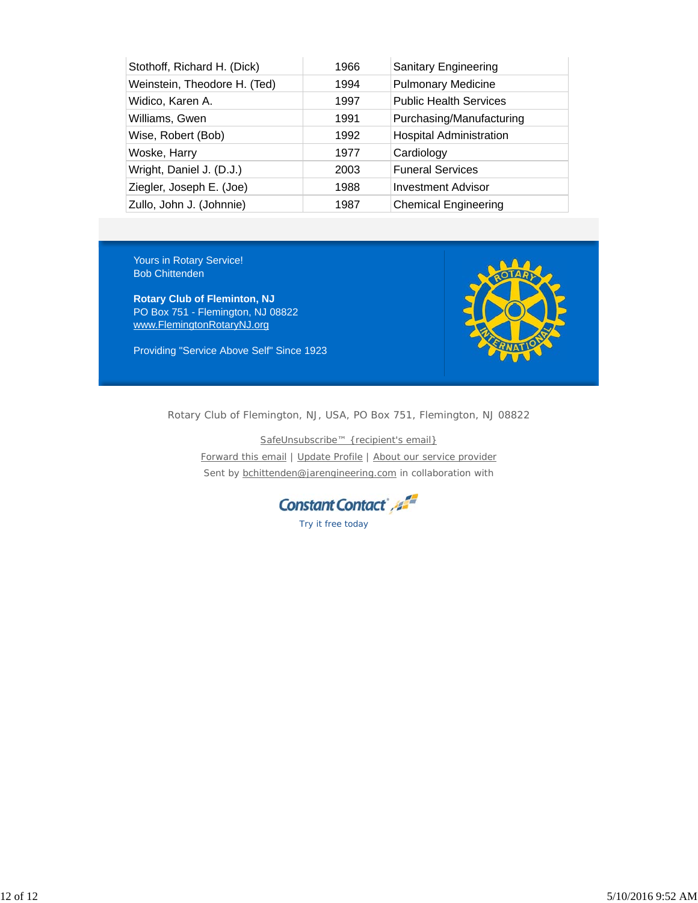| | | |
|---|---|---|
| Stothoff, Richard H. (Dick) | 1966 | Sanitary Engineering |
| Weinstein, Theodore H. (Ted) | 1994 | Pulmonary Medicine |
| Widico, Karen A. | 1997 | Public Health Services |
| Williams, Gwen | 1991 | Purchasing/Manufacturing |
| Wise, Robert (Bob) | 1992 | Hospital Administration |
| Woske, Harry | 1977 | Cardiology |
| Wright, Daniel J. (D.J.) | 2003 | Funeral Services |
| Ziegler, Joseph E. (Joe) | 1988 | Investment Advisor |
| Zullo, John J. (Johnnie) | 1987 | Chemical Engineering |

Yours in Rotary Service!
Bob Chittenden

**Rotary Club of Fleminton, NJ**
PO Box 751 - Flemington, NJ 08822
www.FlemingtonRotaryNJ.org

Providing "Service Above Self" Since 1923

Rotary Club of Flemington, NJ, USA, PO Box 751, Flemington, NJ 08822

SafeUnsubscribe™ {recipient's email}

Forward this email | Update Profile | About our service provider

Sent by bchittenden@jarengineering.com in collaboration with

Constant Contact

Try it free today